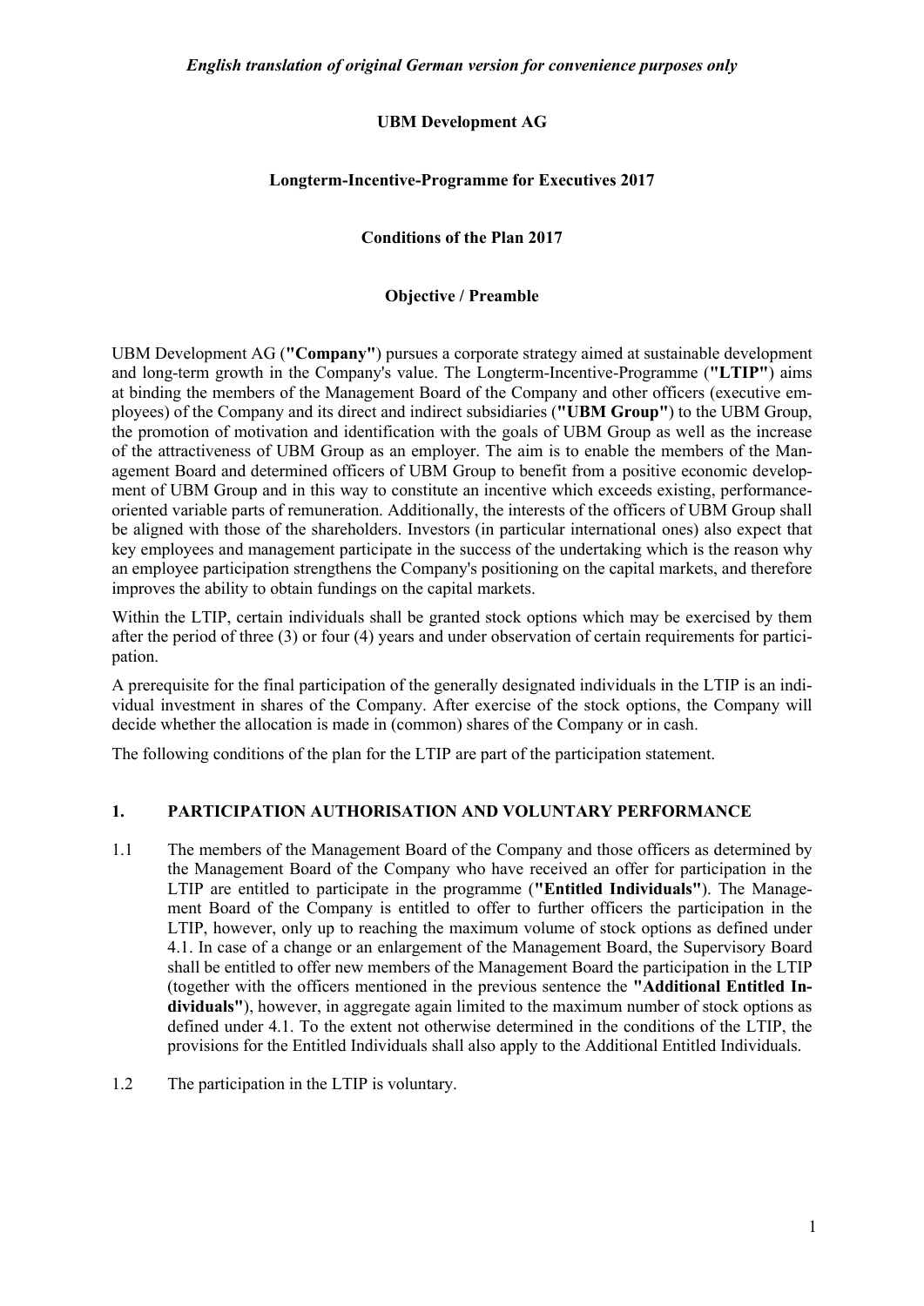*English translation of original German version for convenience purposes only*

**UBM Development AG**

**Longterm-Incentive-Programme for Executives 2017**

**Conditions of the Plan 2017**

**Objective / Preamble**

UBM Development AG (**"Company"**) pursues a corporate strategy aimed at sustainable development and long-term growth in the Company's value. The Longterm-Incentive-Programme (**"LTIP"**) aims at binding the members of the Management Board of the Company and other officers (executive employees) of the Company and its direct and indirect subsidiaries (**"UBM Group"**) to the UBM Group, the promotion of motivation and identification with the goals of UBM Group as well as the increase of the attractiveness of UBM Group as an employer. The aim is to enable the members of the Management Board and determined officers of UBM Group to benefit from a positive economic development of UBM Group and in this way to constitute an incentive which exceeds existing, performance-oriented variable parts of remuneration. Additionally, the interests of the officers of UBM Group shall be aligned with those of the shareholders. Investors (in particular international ones) also expect that key employees and management participate in the success of the undertaking which is the reason why an employee participation strengthens the Company's positioning on the capital markets, and therefore improves the ability to obtain fundings on the capital markets.

Within the LTIP, certain individuals shall be granted stock options which may be exercised by them after the period of three (3) or four (4) years and under observation of certain requirements for participation.

A prerequisite for the final participation of the generally designated individuals in the LTIP is an individual investment in shares of the Company. After exercise of the stock options, the Company will decide whether the allocation is made in (common) shares of the Company or in cash.

The following conditions of the plan for the LTIP are part of the participation statement.

## 1. PARTICIPATION AUTHORISATION AND VOLUNTARY PERFORMANCE

1.1 The members of the Management Board of the Company and those officers as determined by the Management Board of the Company who have received an offer for participation in the LTIP are entitled to participate in the programme (**"Entitled Individuals"**). The Management Board of the Company is entitled to offer to further officers the participation in the LTIP, however, only up to reaching the maximum volume of stock options as defined under 4.1. In case of a change or an enlargement of the Management Board, the Supervisory Board shall be entitled to offer new members of the Management Board the participation in the LTIP (together with the officers mentioned in the previous sentence the **"Additional Entitled Individuals"**), however, in aggregate again limited to the maximum number of stock options as defined under 4.1. To the extent not otherwise determined in the conditions of the LTIP, the provisions for the Entitled Individuals shall also apply to the Additional Entitled Individuals.

1.2 The participation in the LTIP is voluntary.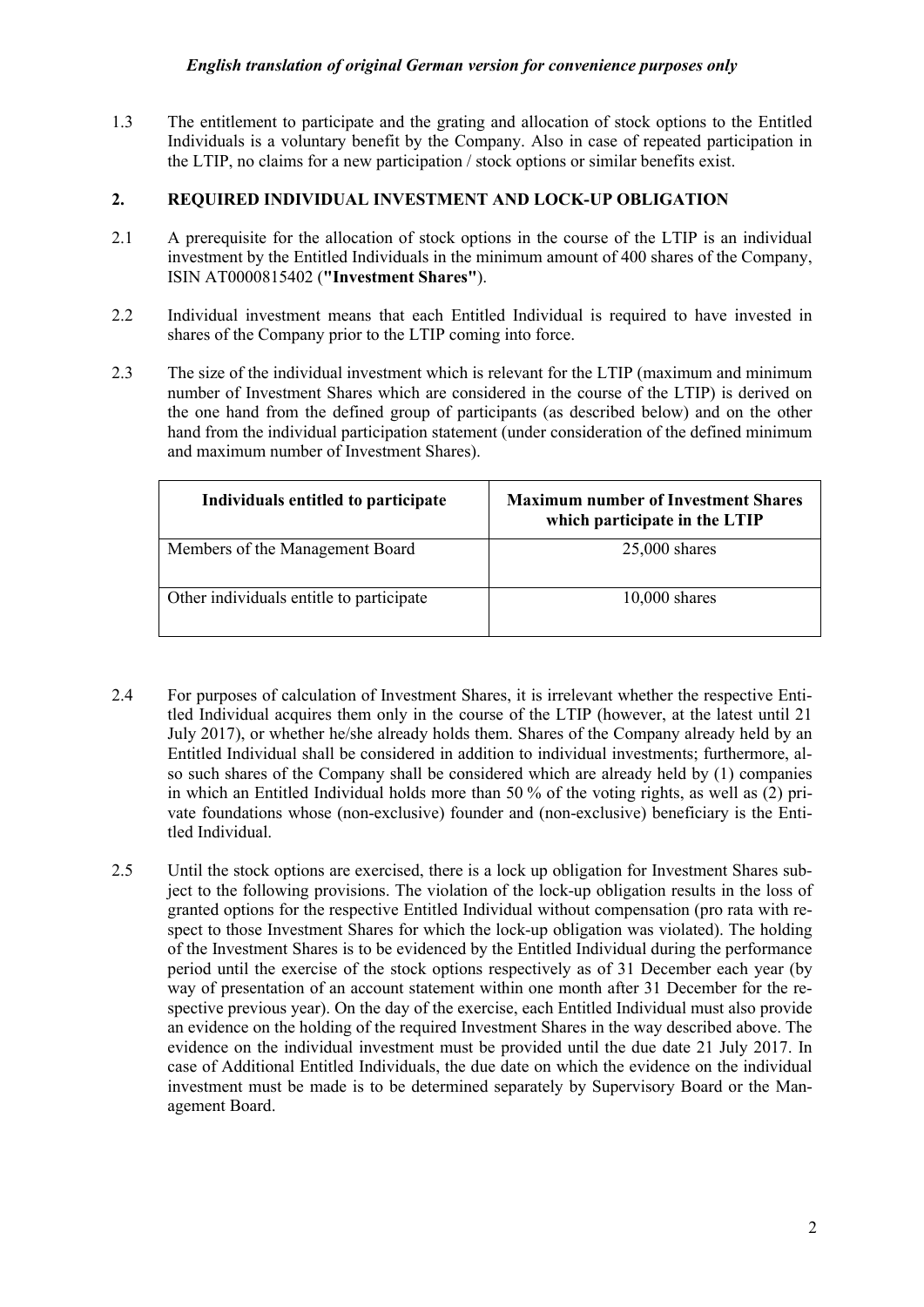1.3 The entitlement to participate and the grating and allocation of stock options to the Entitled Individuals is a voluntary benefit by the Company. Also in case of repeated participation in the LTIP, no claims for a new participation / stock options or similar benefits exist.

## 2. REQUIRED INDIVIDUAL INVESTMENT AND LOCK-UP OBLIGATION

2.1 A prerequisite for the allocation of stock options in the course of the LTIP is an individual investment by the Entitled Individuals in the minimum amount of 400 shares of the Company, ISIN AT0000815402 (**"Investment Shares"**).

2.2 Individual investment means that each Entitled Individual is required to have invested in shares of the Company prior to the LTIP coming into force.

2.3 The size of the individual investment which is relevant for the LTIP (maximum and minimum number of Investment Shares which are considered in the course of the LTIP) is derived on the one hand from the defined group of participants (as described below) and on the other hand from the individual participation statement (under consideration of the defined minimum and maximum number of Investment Shares).

| Individuals entitled to participate | Maximum number of Investment Shares which participate in the LTIP |
|---|---|
| Members of the Management Board | 25,000 shares |
| Other individuals entitle to participate | 10,000 shares |

2.4 For purposes of calculation of Investment Shares, it is irrelevant whether the respective Entitled Individual acquires them only in the course of the LTIP (however, at the latest until 21 July 2017), or whether he/she already holds them. Shares of the Company already held by an Entitled Individual shall be considered in addition to individual investments; furthermore, also such shares of the Company shall be considered which are already held by (1) companies in which an Entitled Individual holds more than 50 % of the voting rights, as well as (2) private foundations whose (non-exclusive) founder and (non-exclusive) beneficiary is the Entitled Individual.

2.5 Until the stock options are exercised, there is a lock up obligation for Investment Shares subject to the following provisions. The violation of the lock-up obligation results in the loss of granted options for the respective Entitled Individual without compensation (pro rata with respect to those Investment Shares for which the lock-up obligation was violated). The holding of the Investment Shares is to be evidenced by the Entitled Individual during the performance period until the exercise of the stock options respectively as of 31 December each year (by way of presentation of an account statement within one month after 31 December for the respective previous year). On the day of the exercise, each Entitled Individual must also provide an evidence on the holding of the required Investment Shares in the way described above. The evidence on the individual investment must be provided until the due date 21 July 2017. In case of Additional Entitled Individuals, the due date on which the evidence on the individual investment must be made is to be determined separately by Supervisory Board or the Management Board.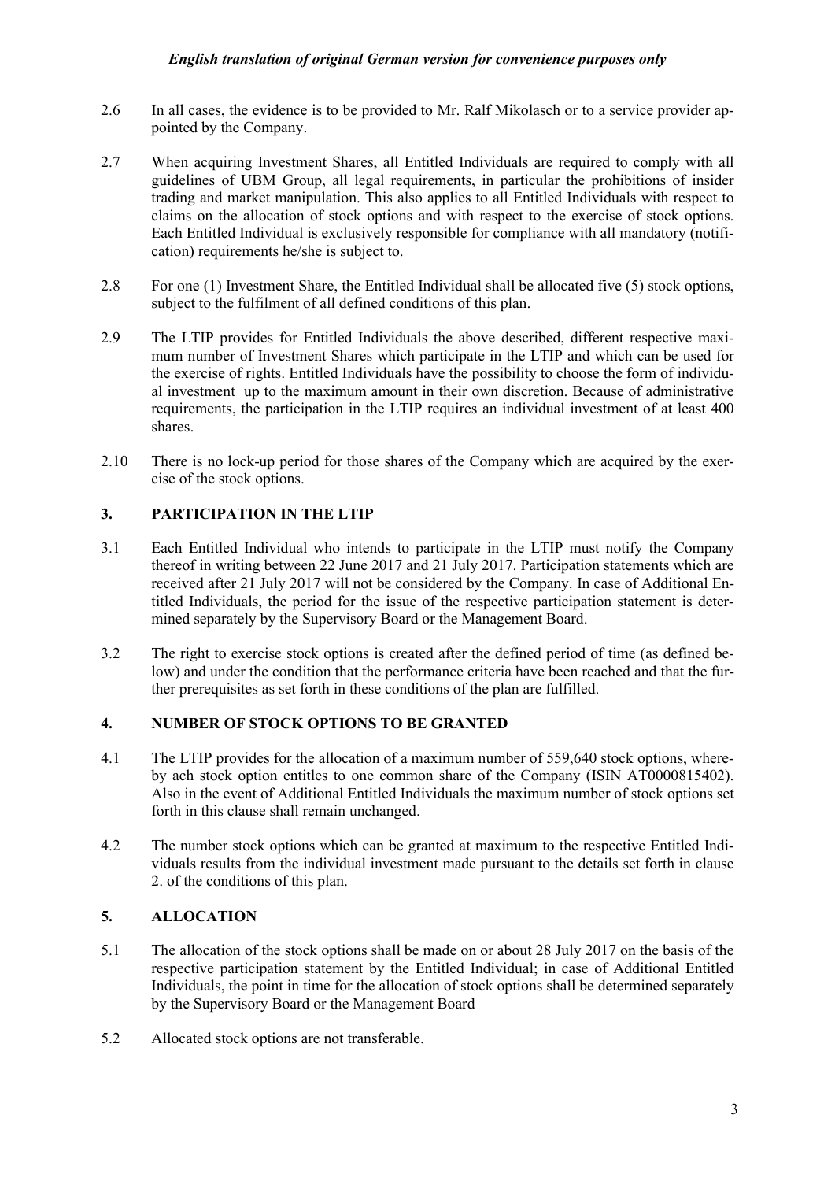*English translation of original German version for convenience purposes only*

2.6 In all cases, the evidence is to be provided to Mr. Ralf Mikolasch or to a service provider appointed by the Company.

2.7 When acquiring Investment Shares, all Entitled Individuals are required to comply with all guidelines of UBM Group, all legal requirements, in particular the prohibitions of insider trading and market manipulation. This also applies to all Entitled Individuals with respect to claims on the allocation of stock options and with respect to the exercise of stock options. Each Entitled Individual is exclusively responsible for compliance with all mandatory (notification) requirements he/she is subject to.

2.8 For one (1) Investment Share, the Entitled Individual shall be allocated five (5) stock options, subject to the fulfilment of all defined conditions of this plan.

2.9 The LTIP provides for Entitled Individuals the above described, different respective maximum number of Investment Shares which participate in the LTIP and which can be used for the exercise of rights. Entitled Individuals have the possibility to choose the form of individual investment up to the maximum amount in their own discretion. Because of administrative requirements, the participation in the LTIP requires an individual investment of at least 400 shares.

2.10 There is no lock-up period for those shares of the Company which are acquired by the exercise of the stock options.

## 3. PARTICIPATION IN THE LTIP

3.1 Each Entitled Individual who intends to participate in the LTIP must notify the Company thereof in writing between 22 June 2017 and 21 July 2017. Participation statements which are received after 21 July 2017 will not be considered by the Company. In case of Additional Entitled Individuals, the period for the issue of the respective participation statement is determined separately by the Supervisory Board or the Management Board.

3.2 The right to exercise stock options is created after the defined period of time (as defined below) and under the condition that the performance criteria have been reached and that the further prerequisites as set forth in these conditions of the plan are fulfilled.

## 4. NUMBER OF STOCK OPTIONS TO BE GRANTED

4.1 The LTIP provides for the allocation of a maximum number of 559,640 stock options, whereby ach stock option entitles to one common share of the Company (ISIN AT0000815402). Also in the event of Additional Entitled Individuals the maximum number of stock options set forth in this clause shall remain unchanged.

4.2 The number stock options which can be granted at maximum to the respective Entitled Individuals results from the individual investment made pursuant to the details set forth in clause 2. of the conditions of this plan.

## 5. ALLOCATION

5.1 The allocation of the stock options shall be made on or about 28 July 2017 on the basis of the respective participation statement by the Entitled Individual; in case of Additional Entitled Individuals, the point in time for the allocation of stock options shall be determined separately by the Supervisory Board or the Management Board

5.2 Allocated stock options are not transferable.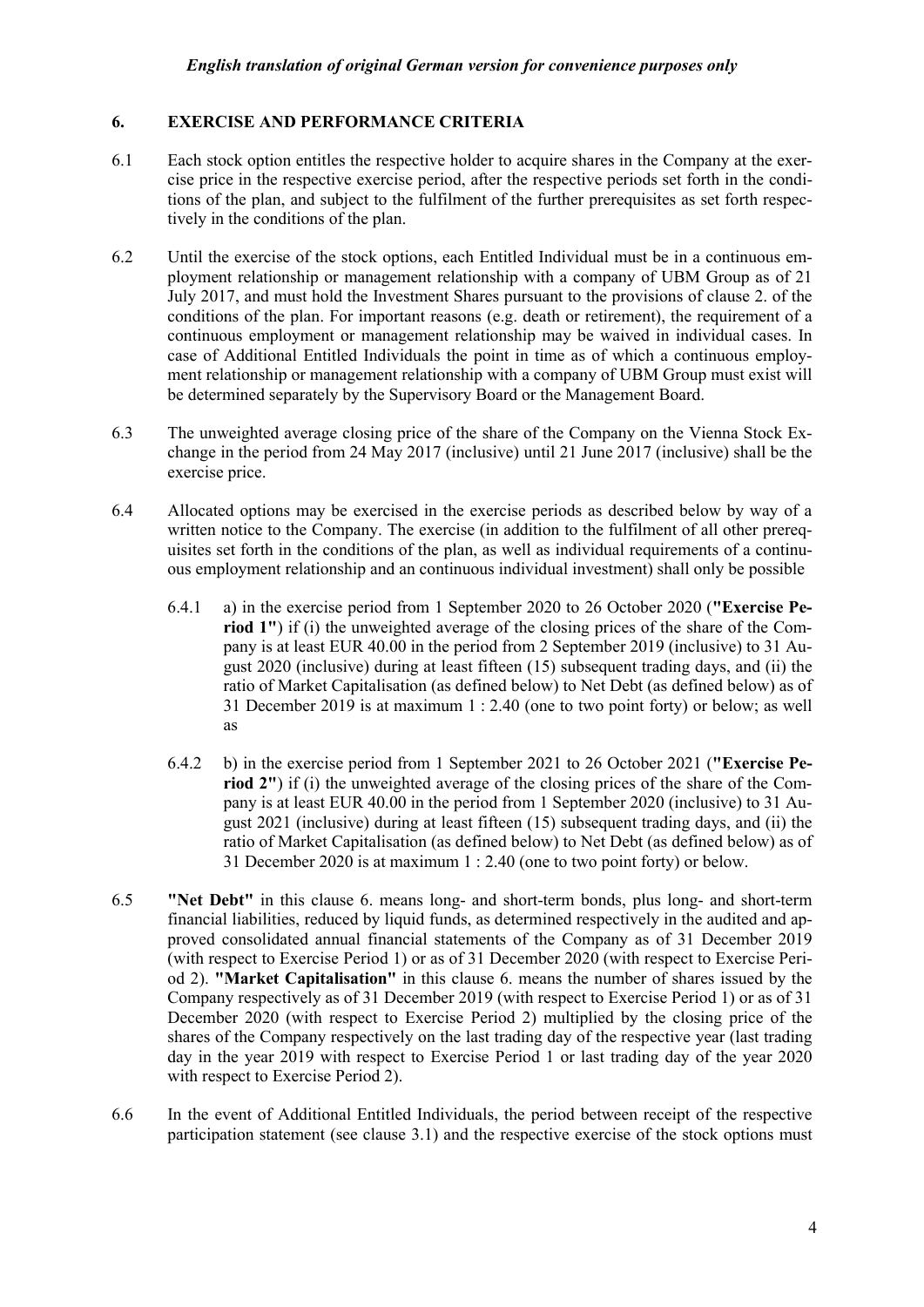*English translation of original German version for convenience purposes only*

## 6. EXERCISE AND PERFORMANCE CRITERIA

6.1 Each stock option entitles the respective holder to acquire shares in the Company at the exercise price in the respective exercise period, after the respective periods set forth in the conditions of the plan, and subject to the fulfilment of the further prerequisites as set forth respectively in the conditions of the plan.

6.2 Until the exercise of the stock options, each Entitled Individual must be in a continuous employment relationship or management relationship with a company of UBM Group as of 21 July 2017, and must hold the Investment Shares pursuant to the provisions of clause 2. of the conditions of the plan. For important reasons (e.g. death or retirement), the requirement of a continuous employment or management relationship may be waived in individual cases. In case of Additional Entitled Individuals the point in time as of which a continuous employment relationship or management relationship with a company of UBM Group must exist will be determined separately by the Supervisory Board or the Management Board.

6.3 The unweighted average closing price of the share of the Company on the Vienna Stock Exchange in the period from 24 May 2017 (inclusive) until 21 June 2017 (inclusive) shall be the exercise price.

6.4 Allocated options may be exercised in the exercise periods as described below by way of a written notice to the Company. The exercise (in addition to the fulfilment of all other prerequisites set forth in the conditions of the plan, as well as individual requirements of a continuous employment relationship and an continuous individual investment) shall only be possible

6.4.1 a) in the exercise period from 1 September 2020 to 26 October 2020 (**"Exercise Period 1"**) if (i) the unweighted average of the closing prices of the share of the Company is at least EUR 40.00 in the period from 2 September 2019 (inclusive) to 31 August 2020 (inclusive) during at least fifteen (15) subsequent trading days, and (ii) the ratio of Market Capitalisation (as defined below) to Net Debt (as defined below) as of 31 December 2019 is at maximum 1 : 2.40 (one to two point forty) or below; as well as

6.4.2 b) in the exercise period from 1 September 2021 to 26 October 2021 (**"Exercise Period 2"**) if (i) the unweighted average of the closing prices of the share of the Company is at least EUR 40.00 in the period from 1 September 2020 (inclusive) to 31 August 2021 (inclusive) during at least fifteen (15) subsequent trading days, and (ii) the ratio of Market Capitalisation (as defined below) to Net Debt (as defined below) as of 31 December 2020 is at maximum 1 : 2.40 (one to two point forty) or below.

6.5 **"Net Debt"** in this clause 6. means long- and short-term bonds, plus long- and short-term financial liabilities, reduced by liquid funds, as determined respectively in the audited and approved consolidated annual financial statements of the Company as of 31 December 2019 (with respect to Exercise Period 1) or as of 31 December 2020 (with respect to Exercise Period 2). **"Market Capitalisation"** in this clause 6. means the number of shares issued by the Company respectively as of 31 December 2019 (with respect to Exercise Period 1) or as of 31 December 2020 (with respect to Exercise Period 2) multiplied by the closing price of the shares of the Company respectively on the last trading day of the respective year (last trading day in the year 2019 with respect to Exercise Period 1 or last trading day of the year 2020 with respect to Exercise Period 2).

6.6 In the event of Additional Entitled Individuals, the period between receipt of the respective participation statement (see clause 3.1) and the respective exercise of the stock options must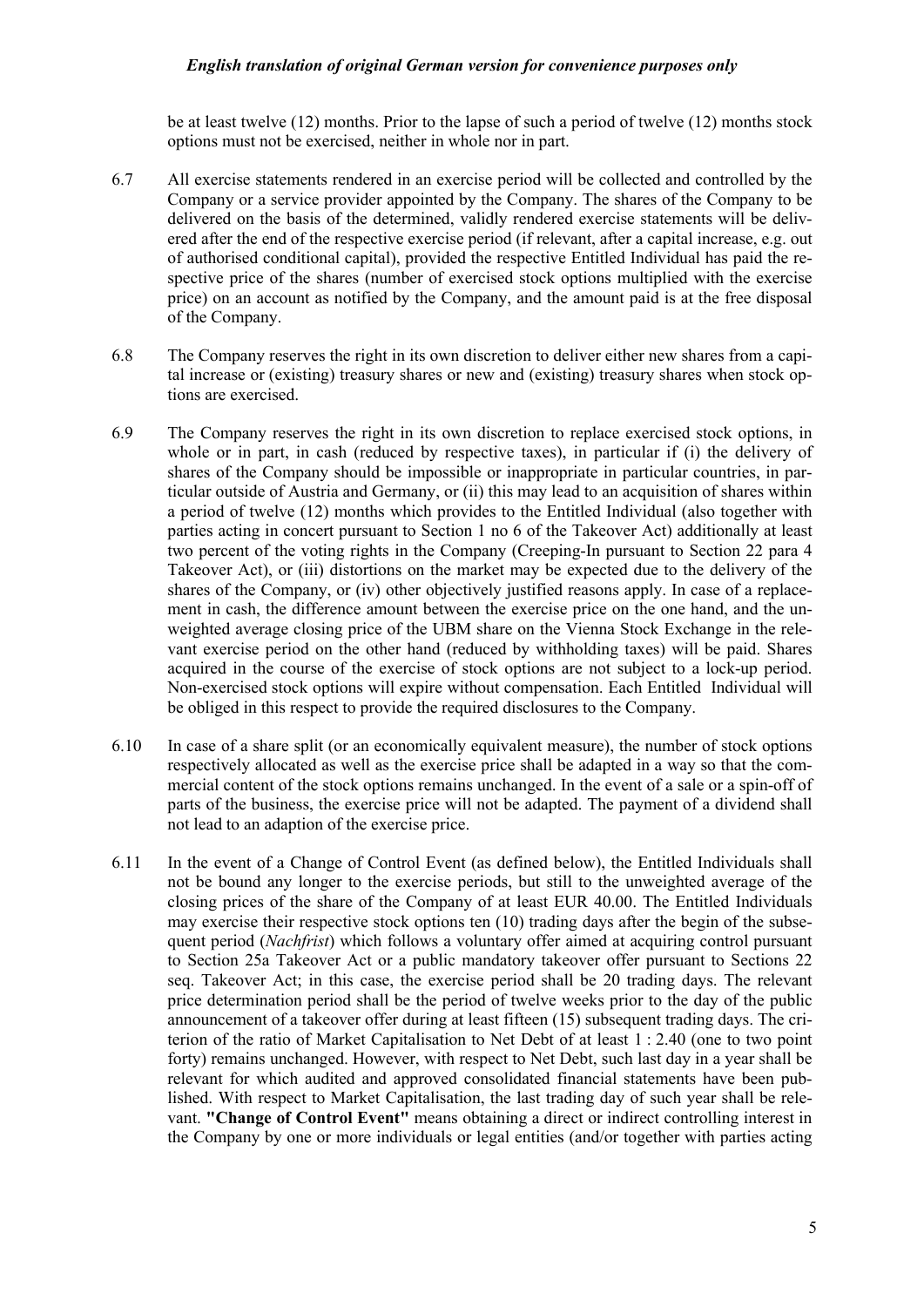be at least twelve (12) months. Prior to the lapse of such a period of twelve (12) months stock options must not be exercised, neither in whole nor in part.

6.7 All exercise statements rendered in an exercise period will be collected and controlled by the Company or a service provider appointed by the Company. The shares of the Company to be delivered on the basis of the determined, validly rendered exercise statements will be delivered after the end of the respective exercise period (if relevant, after a capital increase, e.g. out of authorised conditional capital), provided the respective Entitled Individual has paid the respective price of the shares (number of exercised stock options multiplied with the exercise price) on an account as notified by the Company, and the amount paid is at the free disposal of the Company.

6.8 The Company reserves the right in its own discretion to deliver either new shares from a capital increase or (existing) treasury shares or new and (existing) treasury shares when stock options are exercised.

6.9 The Company reserves the right in its own discretion to replace exercised stock options, in whole or in part, in cash (reduced by respective taxes), in particular if (i) the delivery of shares of the Company should be impossible or inappropriate in particular countries, in particular outside of Austria and Germany, or (ii) this may lead to an acquisition of shares within a period of twelve (12) months which provides to the Entitled Individual (also together with parties acting in concert pursuant to Section 1 no 6 of the Takeover Act) additionally at least two percent of the voting rights in the Company (Creeping-In pursuant to Section 22 para 4 Takeover Act), or (iii) distortions on the market may be expected due to the delivery of the shares of the Company, or (iv) other objectively justified reasons apply. In case of a replacement in cash, the difference amount between the exercise price on the one hand, and the unweighted average closing price of the UBM share on the Vienna Stock Exchange in the relevant exercise period on the other hand (reduced by withholding taxes) will be paid. Shares acquired in the course of the exercise of stock options are not subject to a lock-up period. Non-exercised stock options will expire without compensation. Each Entitled Individual will be obliged in this respect to provide the required disclosures to the Company.

6.10 In case of a share split (or an economically equivalent measure), the number of stock options respectively allocated as well as the exercise price shall be adapted in a way so that the commercial content of the stock options remains unchanged. In the event of a sale or a spin-off of parts of the business, the exercise price will not be adapted. The payment of a dividend shall not lead to an adaption of the exercise price.

6.11 In the event of a Change of Control Event (as defined below), the Entitled Individuals shall not be bound any longer to the exercise periods, but still to the unweighted average of the closing prices of the share of the Company of at least EUR 40.00. The Entitled Individuals may exercise their respective stock options ten (10) trading days after the begin of the subsequent period (*Nachfrist*) which follows a voluntary offer aimed at acquiring control pursuant to Section 25a Takeover Act or a public mandatory takeover offer pursuant to Sections 22 seq. Takeover Act; in this case, the exercise period shall be 20 trading days. The relevant price determination period shall be the period of twelve weeks prior to the day of the public announcement of a takeover offer during at least fifteen (15) subsequent trading days. The criterion of the ratio of Market Capitalisation to Net Debt of at least 1 : 2.40 (one to two point forty) remains unchanged. However, with respect to Net Debt, such last day in a year shall be relevant for which audited and approved consolidated financial statements have been published. With respect to Market Capitalisation, the last trading day of such year shall be relevant. **"Change of Control Event"** means obtaining a direct or indirect controlling interest in the Company by one or more individuals or legal entities (and/or together with parties acting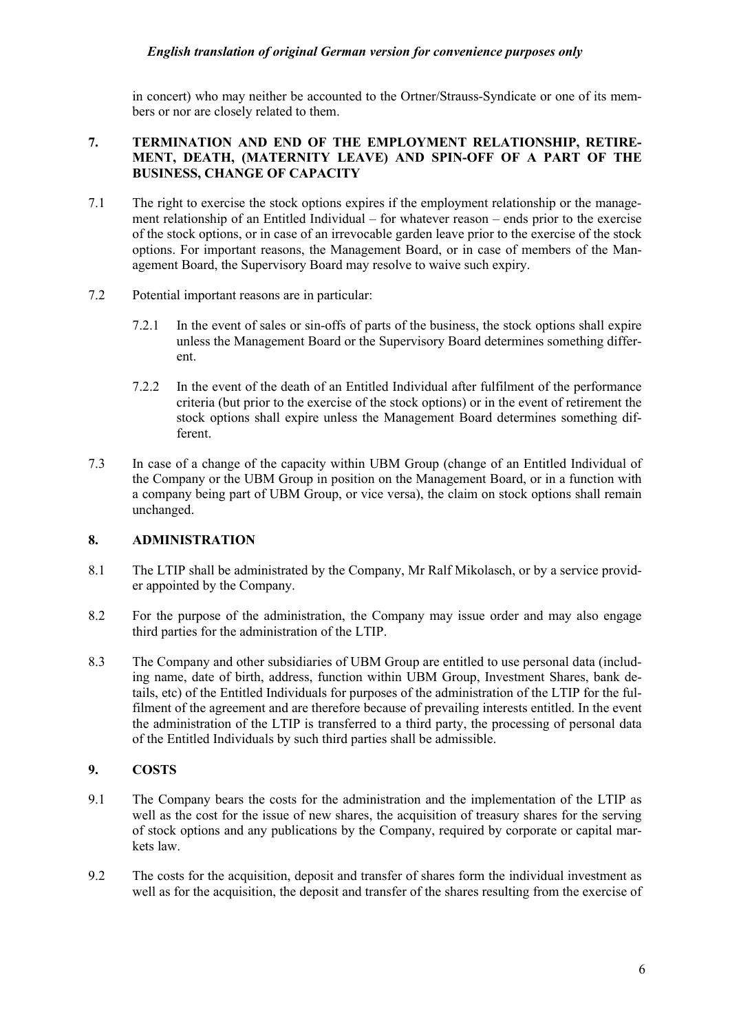in concert) who may neither be accounted to the Ortner/Strauss-Syndicate or one of its members or nor are closely related to them.

## 7. TERMINATION AND END OF THE EMPLOYMENT RELATIONSHIP, RETIREMENT, DEATH, (MATERNITY LEAVE) AND SPIN-OFF OF A PART OF THE BUSINESS, CHANGE OF CAPACITY

7.1 The right to exercise the stock options expires if the employment relationship or the management relationship of an Entitled Individual – for whatever reason – ends prior to the exercise of the stock options, or in case of an irrevocable garden leave prior to the exercise of the stock options. For important reasons, the Management Board, or in case of members of the Management Board, the Supervisory Board may resolve to waive such expiry.

7.2 Potential important reasons are in particular:

7.2.1 In the event of sales or sin-offs of parts of the business, the stock options shall expire unless the Management Board or the Supervisory Board determines something different.

7.2.2 In the event of the death of an Entitled Individual after fulfilment of the performance criteria (but prior to the exercise of the stock options) or in the event of retirement the stock options shall expire unless the Management Board determines something different.

7.3 In case of a change of the capacity within UBM Group (change of an Entitled Individual of the Company or the UBM Group in position on the Management Board, or in a function with a company being part of UBM Group, or vice versa), the claim on stock options shall remain unchanged.

## 8. ADMINISTRATION

8.1 The LTIP shall be administrated by the Company, Mr Ralf Mikolasch, or by a service provider appointed by the Company.

8.2 For the purpose of the administration, the Company may issue order and may also engage third parties for the administration of the LTIP.

8.3 The Company and other subsidiaries of UBM Group are entitled to use personal data (including name, date of birth, address, function within UBM Group, Investment Shares, bank details, etc) of the Entitled Individuals for purposes of the administration of the LTIP for the fulfilment of the agreement and are therefore because of prevailing interests entitled. In the event the administration of the LTIP is transferred to a third party, the processing of personal data of the Entitled Individuals by such third parties shall be admissible.

## 9. COSTS

9.1 The Company bears the costs for the administration and the implementation of the LTIP as well as the cost for the issue of new shares, the acquisition of treasury shares for the serving of stock options and any publications by the Company, required by corporate or capital markets law.

9.2 The costs for the acquisition, deposit and transfer of shares form the individual investment as well as for the acquisition, the deposit and transfer of the shares resulting from the exercise of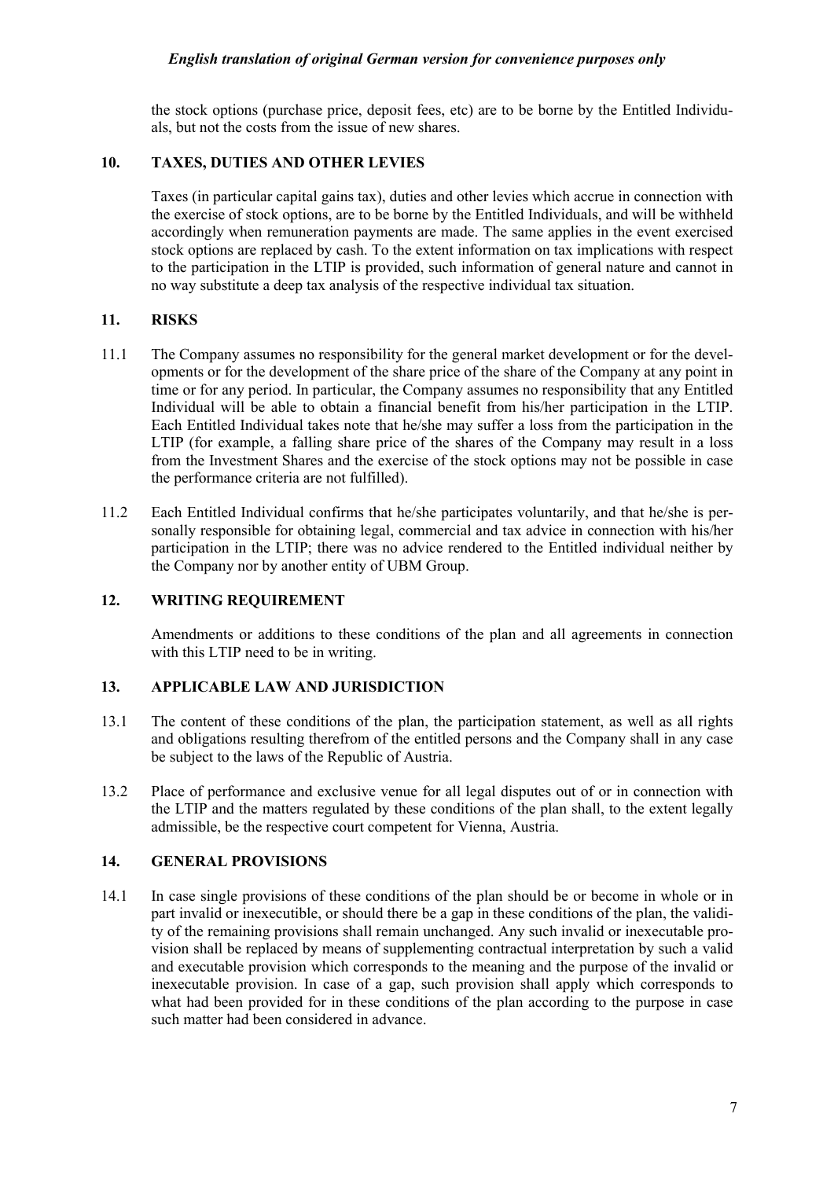the stock options (purchase price, deposit fees, etc) are to be borne by the Entitled Individuals, but not the costs from the issue of new shares.

## 10. TAXES, DUTIES AND OTHER LEVIES

Taxes (in particular capital gains tax), duties and other levies which accrue in connection with the exercise of stock options, are to be borne by the Entitled Individuals, and will be withheld accordingly when remuneration payments are made. The same applies in the event exercised stock options are replaced by cash. To the extent information on tax implications with respect to the participation in the LTIP is provided, such information of general nature and cannot in no way substitute a deep tax analysis of the respective individual tax situation.

## 11. RISKS

11.1 The Company assumes no responsibility for the general market development or for the developments or for the development of the share price of the share of the Company at any point in time or for any period. In particular, the Company assumes no responsibility that any Entitled Individual will be able to obtain a financial benefit from his/her participation in the LTIP. Each Entitled Individual takes note that he/she may suffer a loss from the participation in the LTIP (for example, a falling share price of the shares of the Company may result in a loss from the Investment Shares and the exercise of the stock options may not be possible in case the performance criteria are not fulfilled).

11.2 Each Entitled Individual confirms that he/she participates voluntarily, and that he/she is personally responsible for obtaining legal, commercial and tax advice in connection with his/her participation in the LTIP; there was no advice rendered to the Entitled individual neither by the Company nor by another entity of UBM Group.

## 12. WRITING REQUIREMENT

Amendments or additions to these conditions of the plan and all agreements in connection with this LTIP need to be in writing.

## 13. APPLICABLE LAW AND JURISDICTION

13.1 The content of these conditions of the plan, the participation statement, as well as all rights and obligations resulting therefrom of the entitled persons and the Company shall in any case be subject to the laws of the Republic of Austria.

13.2 Place of performance and exclusive venue for all legal disputes out of or in connection with the LTIP and the matters regulated by these conditions of the plan shall, to the extent legally admissible, be the respective court competent for Vienna, Austria.

## 14. GENERAL PROVISIONS

14.1 In case single provisions of these conditions of the plan should be or become in whole or in part invalid or inexecutible, or should there be a gap in these conditions of the plan, the validity of the remaining provisions shall remain unchanged. Any such invalid or inexecutable provision shall be replaced by means of supplementing contractual interpretation by such a valid and executable provision which corresponds to the meaning and the purpose of the invalid or inexecutable provision. In case of a gap, such provision shall apply which corresponds to what had been provided for in these conditions of the plan according to the purpose in case such matter had been considered in advance.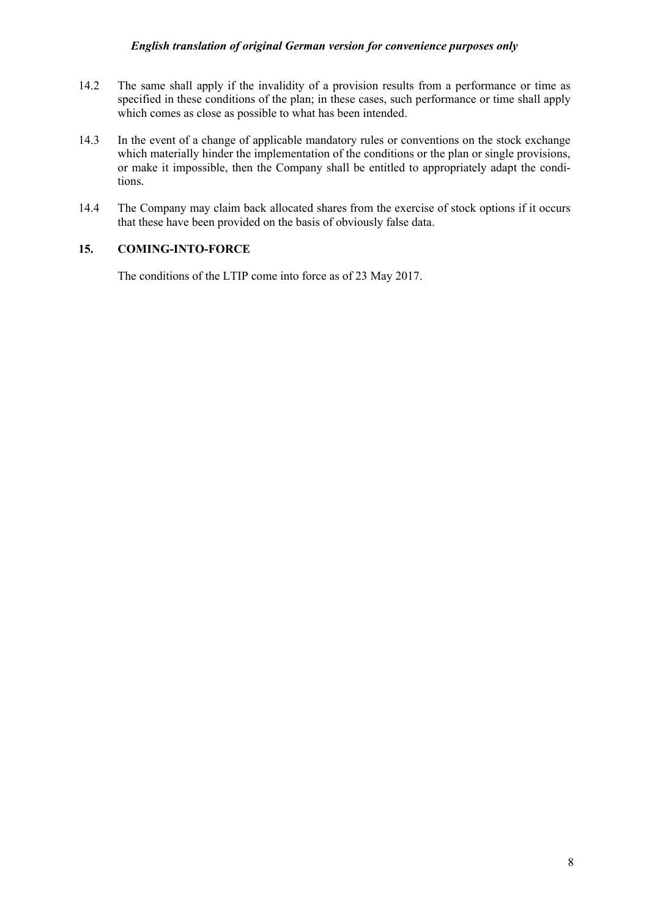14.2 The same shall apply if the invalidity of a provision results from a performance or time as specified in these conditions of the plan; in these cases, such performance or time shall apply which comes as close as possible to what has been intended.

14.3 In the event of a change of applicable mandatory rules or conventions on the stock exchange which materially hinder the implementation of the conditions or the plan or single provisions, or make it impossible, then the Company shall be entitled to appropriately adapt the conditions.

14.4 The Company may claim back allocated shares from the exercise of stock options if it occurs that these have been provided on the basis of obviously false data.

## 15. COMING-INTO-FORCE

The conditions of the LTIP come into force as of 23 May 2017.